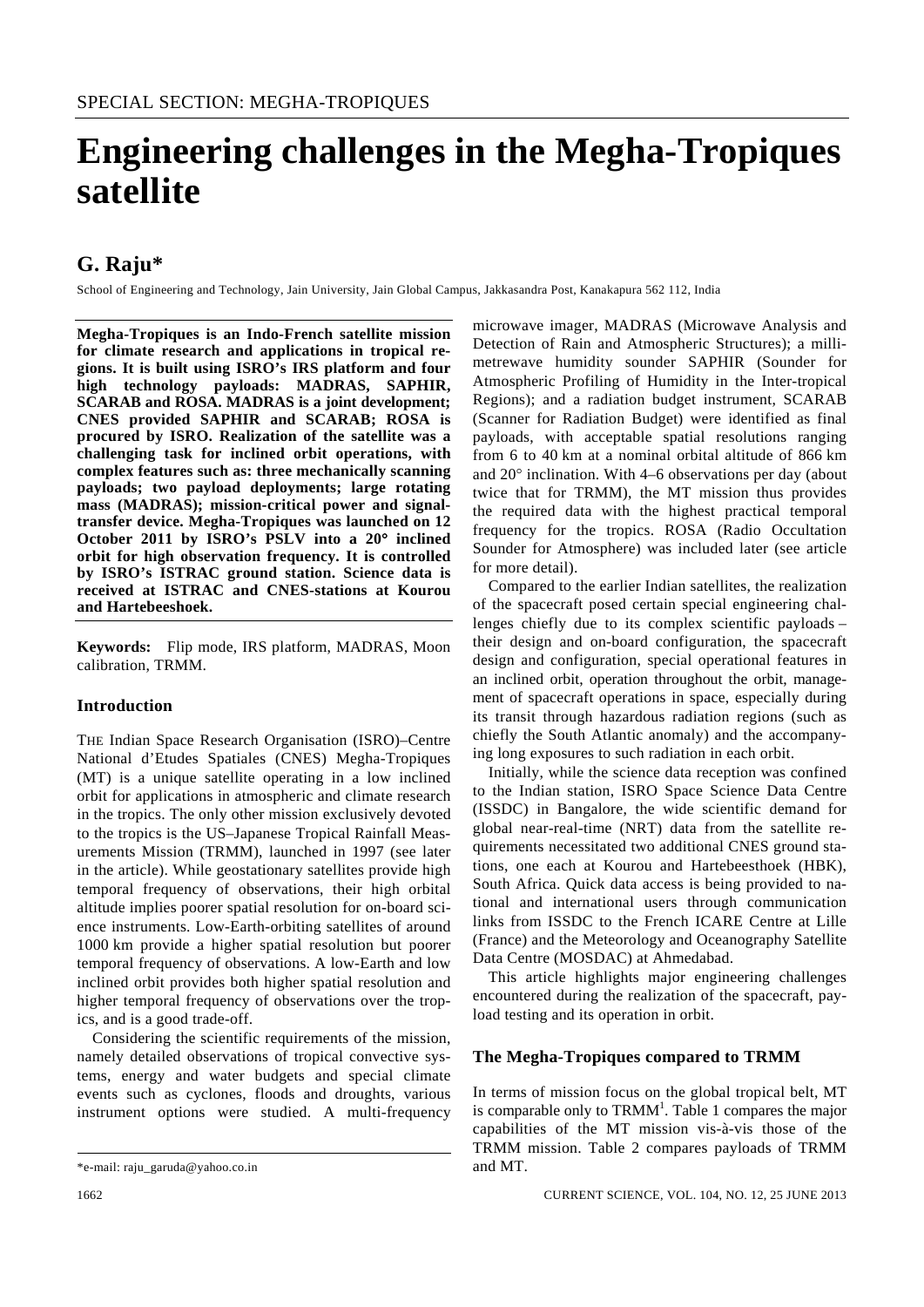SPECIAL SECTION: MEGHA-TROPIQUES

# Engineering challenges in the Megha-Tropiques satellite

## G. Raju*

School of Engineering and Technology, Jain University, Jain Global Campus, Jakkasandra Post, Kanakapura 562 112, India

**Megha-Tropiques is an Indo-French satellite mission for climate research and applications in tropical regions. It is built using ISRO's IRS platform and four high technology payloads: MADRAS, SAPHIR, SCARAB and ROSA. MADRAS is a joint development; CNES provided SAPHIR and SCARAB; ROSA is procured by ISRO. Realization of the satellite was a challenging task for inclined orbit operations, with complex features such as: three mechanically scanning payloads; two payload deployments; large rotating mass (MADRAS); mission-critical power and signal-transfer device. Megha-Tropiques was launched on 12 October 2011 by ISRO's PSLV into a 20° inclined orbit for high observation frequency. It is controlled by ISRO's ISTRAC ground station. Science data is received at ISTRAC and CNES-stations at Kourou and Hartebeeshoek.**

**Keywords:** Flip mode, IRS platform, MADRAS, Moon calibration, TRMM.

### Introduction

THE Indian Space Research Organisation (ISRO)–Centre National d'Etudes Spatiales (CNES) Megha-Tropiques (MT) is a unique satellite operating in a low inclined orbit for applications in atmospheric and climate research in the tropics. The only other mission exclusively devoted to the tropics is the US–Japanese Tropical Rainfall Measurements Mission (TRMM), launched in 1997 (see later in the article). While geostationary satellites provide high temporal frequency of observations, their high orbital altitude implies poorer spatial resolution for on-board science instruments. Low-Earth-orbiting satellites of around 1000 km provide a higher spatial resolution but poorer temporal frequency of observations. A low-Earth and low inclined orbit provides both higher spatial resolution and higher temporal frequency of observations over the tropics, and is a good trade-off.

Considering the scientific requirements of the mission, namely detailed observations of tropical convective systems, energy and water budgets and special climate events such as cyclones, floods and droughts, various instrument options were studied. A multi-frequency microwave imager, MADRAS (Microwave Analysis and Detection of Rain and Atmospheric Structures); a millimetrewave humidity sounder SAPHIR (Sounder for Atmospheric Profiling of Humidity in the Inter-tropical Regions); and a radiation budget instrument, SCARAB (Scanner for Radiation Budget) were identified as final payloads, with acceptable spatial resolutions ranging from 6 to 40 km at a nominal orbital altitude of 866 km and 20° inclination. With 4–6 observations per day (about twice that for TRMM), the MT mission thus provides the required data with the highest practical temporal frequency for the tropics. ROSA (Radio Occultation Sounder for Atmosphere) was included later (see article for more detail).

Compared to the earlier Indian satellites, the realization of the spacecraft posed certain special engineering challenges chiefly due to its complex scientific payloads – their design and on-board configuration, the spacecraft design and configuration, special operational features in an inclined orbit, operation throughout the orbit, management of spacecraft operations in space, especially during its transit through hazardous radiation regions (such as chiefly the South Atlantic anomaly) and the accompanying long exposures to such radiation in each orbit.

Initially, while the science data reception was confined to the Indian station, ISRO Space Science Data Centre (ISSDC) in Bangalore, the wide scientific demand for global near-real-time (NRT) data from the satellite requirements necessitated two additional CNES ground stations, one each at Kourou and Hartebeesthoek (HBK), South Africa. Quick data access is being provided to national and international users through communication links from ISSDC to the French ICARE Centre at Lille (France) and the Meteorology and Oceanography Satellite Data Centre (MOSDAC) at Ahmedabad.

This article highlights major engineering challenges encountered during the realization of the spacecraft, payload testing and its operation in orbit.

### The Megha-Tropiques compared to TRMM

In terms of mission focus on the global tropical belt, MT is comparable only to TRMM[1]. Table 1 compares the major capabilities of the MT mission vis-à-vis those of the TRMM mission. Table 2 compares payloads of TRMM and MT.

*e-mail: raju_garuda@yahoo.co.in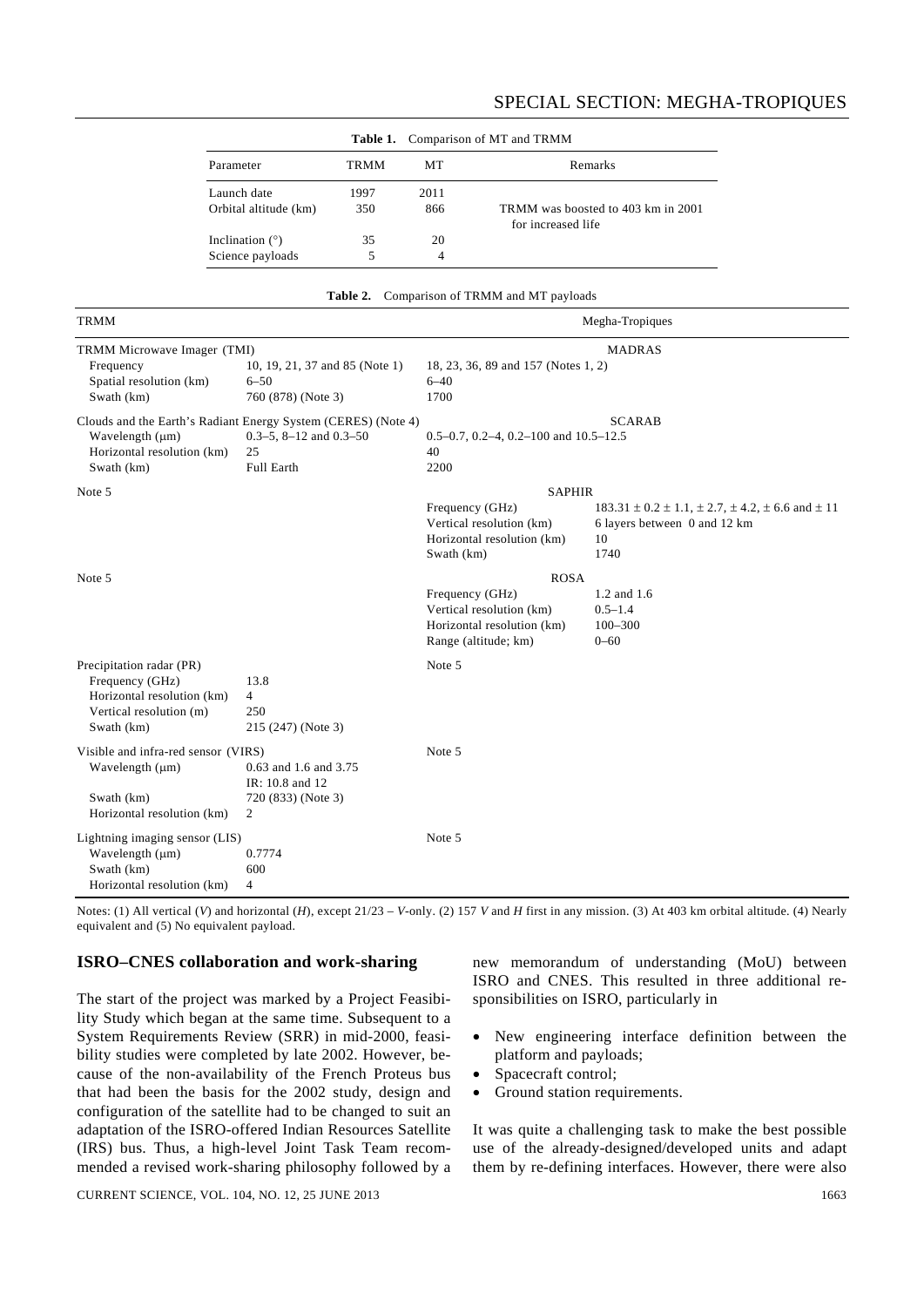**Table 1.** Comparison of MT and TRMM

| Parameter | TRMM | MT | Remarks |
|---|---|---|---|
| Launch date | 1997 | 2011 | |
| Orbital altitude (km) | 350 | 866 | TRMM was boosted to 403 km in 2001 for increased life |
| Inclination (°) | 35 | 20 | |
| Science payloads | 5 | 4 | |

**Table 2.** Comparison of TRMM and MT payloads

| TRMM | | Megha-Tropiques | |
|---|---|---|---|
| TRMM Microwave Imager (TMI) | | MADRAS | |
| Frequency | 10, 19, 21, 37 and 85 (Note 1) | 18, 23, 36, 89 and 157 (Notes 1, 2) | |
| Spatial resolution (km) | 6–50 | 6–40 | |
| Swath (km) | 760 (878) (Note 3) | 1700 | |
| Clouds and the Earth's Radiant Energy System (CERES) (Note 4) | | SCARAB | |
| Wavelength (μm) | 0.3–5, 8–12 and 0.3–50 | 0.5–0.7, 0.2–4, 0.2–100 and 10.5–12.5 | |
| Horizontal resolution (km) | 25 | 40 | |
| Swath (km) | Full Earth | 2200 | |
| Note 5 | | SAPHIR | |
| | | Frequency (GHz) | 183.31 ± 0.2 ± 1.1, ± 2.7, ± 4.2, ± 6.6 and ± 11 |
| | | Vertical resolution (km) | 6 layers between 0 and 12 km |
| | | Horizontal resolution (km) | 10 |
| | | Swath (km) | 1740 |
| Note 5 | | ROSA | |
| | | Frequency (GHz) | 1.2 and 1.6 |
| | | Vertical resolution (km) | 0.5–1.4 |
| | | Horizontal resolution (km) | 100–300 |
| | | Range (altitude; km) | 0–60 |
| Precipitation radar (PR) | | Note 5 | |
| Frequency (GHz) | 13.8 | | |
| Horizontal resolution (km) | 4 | | |
| Vertical resolution (m) | 250 | | |
| Swath (km) | 215 (247) (Note 3) | | |
| Visible and infra-red sensor (VIRS) | | Note 5 | |
| Wavelength (μm) | 0.63 and 1.6 and 3.75<br>IR: 10.8 and 12 | | |
| Swath (km) | 720 (833) (Note 3) | | |
| Horizontal resolution (km) | 2 | | |
| Lightning imaging sensor (LIS) | | Note 5 | |
| Wavelength (μm) | 0.7774 | | |
| Swath (km) | 600 | | |
| Horizontal resolution (km) | 4 | | |

Notes: (1) All vertical (*V*) and horizontal (*H*), except 21/23 – *V*-only. (2) 157 *V* and *H* first in any mission. (3) At 403 km orbital altitude. (4) Nearly equivalent and (5) No equivalent payload.

## ISRO–CNES collaboration and work-sharing

The start of the project was marked by a Project Feasibility Study which began at the same time. Subsequent to a System Requirements Review (SRR) in mid-2000, feasibility studies were completed by late 2002. However, because of the non-availability of the French Proteus bus that had been the basis for the 2002 study, design and configuration of the satellite had to be changed to suit an adaptation of the ISRO-offered Indian Resources Satellite (IRS) bus. Thus, a high-level Joint Task Team recommended a revised work-sharing philosophy followed by a new memorandum of understanding (MoU) between ISRO and CNES. This resulted in three additional responsibilities on ISRO, particularly in

- New engineering interface definition between the platform and payloads;
- Spacecraft control;
- Ground station requirements.

It was quite a challenging task to make the best possible use of the already-designed/developed units and adapt them by re-defining interfaces. However, there were also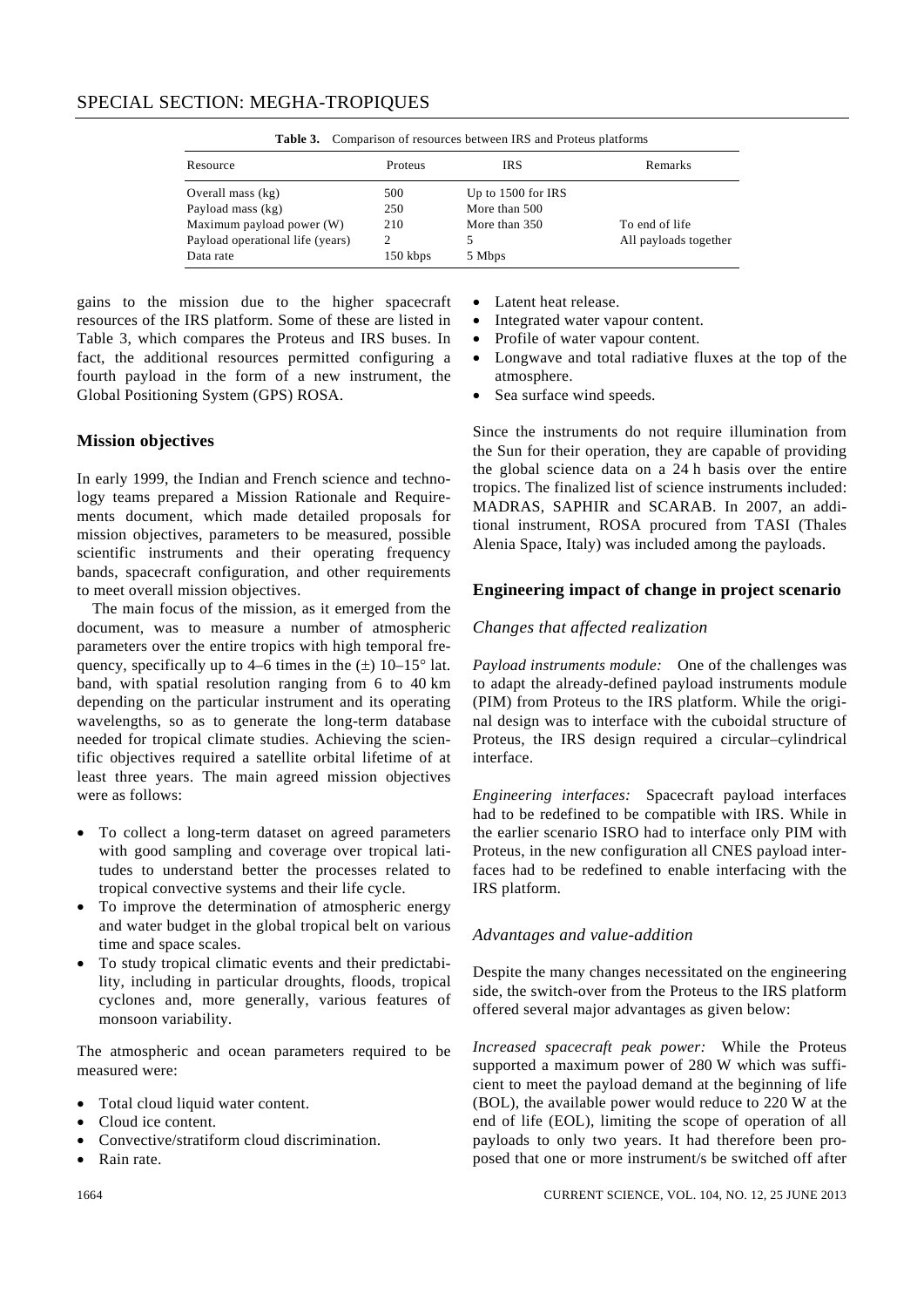**Table 3.** Comparison of resources between IRS and Proteus platforms

| Resource | Proteus | IRS | Remarks |
|---|---|---|---|
| Overall mass (kg) | 500 | Up to 1500 for IRS | |
| Payload mass (kg) | 250 | More than 500 | |
| Maximum payload power (W) | 210 | More than 350 | To end of life |
| Payload operational life (years) | 2 | 5 | All payloads together |
| Data rate | 150 kbps | 5 Mbps | |

gains to the mission due to the higher spacecraft resources of the IRS platform. Some of these are listed in Table 3, which compares the Proteus and IRS buses. In fact, the additional resources permitted configuring a fourth payload in the form of a new instrument, the Global Positioning System (GPS) ROSA.

## Mission objectives

In early 1999, the Indian and French science and technology teams prepared a Mission Rationale and Requirements document, which made detailed proposals for mission objectives, parameters to be measured, possible scientific instruments and their operating frequency bands, spacecraft configuration, and other requirements to meet overall mission objectives.

The main focus of the mission, as it emerged from the document, was to measure a number of atmospheric parameters over the entire tropics with high temporal frequency, specifically up to 4–6 times in the (±) 10–15° lat. band, with spatial resolution ranging from 6 to 40 km depending on the particular instrument and its operating wavelengths, so as to generate the long-term database needed for tropical climate studies. Achieving the scientific objectives required a satellite orbital lifetime of at least three years. The main agreed mission objectives were as follows:

- To collect a long-term dataset on agreed parameters with good sampling and coverage over tropical latitudes to understand better the processes related to tropical convective systems and their life cycle.
- To improve the determination of atmospheric energy and water budget in the global tropical belt on various time and space scales.
- To study tropical climatic events and their predictability, including in particular droughts, floods, tropical cyclones and, more generally, various features of monsoon variability.

The atmospheric and ocean parameters required to be measured were:

- Total cloud liquid water content.
- Cloud ice content.
- Convective/stratiform cloud discrimination.
- Rain rate.
- Latent heat release.
- Integrated water vapour content.
- Profile of water vapour content.
- Longwave and total radiative fluxes at the top of the atmosphere.
- Sea surface wind speeds.

Since the instruments do not require illumination from the Sun for their operation, they are capable of providing the global science data on a 24 h basis over the entire tropics. The finalized list of science instruments included: MADRAS, SAPHIR and SCARAB. In 2007, an additional instrument, ROSA procured from TASI (Thales Alenia Space, Italy) was included among the payloads.

## Engineering impact of change in project scenario

### Changes that affected realization

*Payload instruments module:* One of the challenges was to adapt the already-defined payload instruments module (PIM) from Proteus to the IRS platform. While the original design was to interface with the cuboidal structure of Proteus, the IRS design required a circular–cylindrical interface.

*Engineering interfaces:* Spacecraft payload interfaces had to be redefined to be compatible with IRS. While in the earlier scenario ISRO had to interface only PIM with Proteus, in the new configuration all CNES payload interfaces had to be redefined to enable interfacing with the IRS platform.

### Advantages and value-addition

Despite the many changes necessitated on the engineering side, the switch-over from the Proteus to the IRS platform offered several major advantages as given below:

*Increased spacecraft peak power:* While the Proteus supported a maximum power of 280 W which was sufficient to meet the payload demand at the beginning of life (BOL), the available power would reduce to 220 W at the end of life (EOL), limiting the scope of operation of all payloads to only two years. It had therefore been proposed that one or more instrument/s be switched off after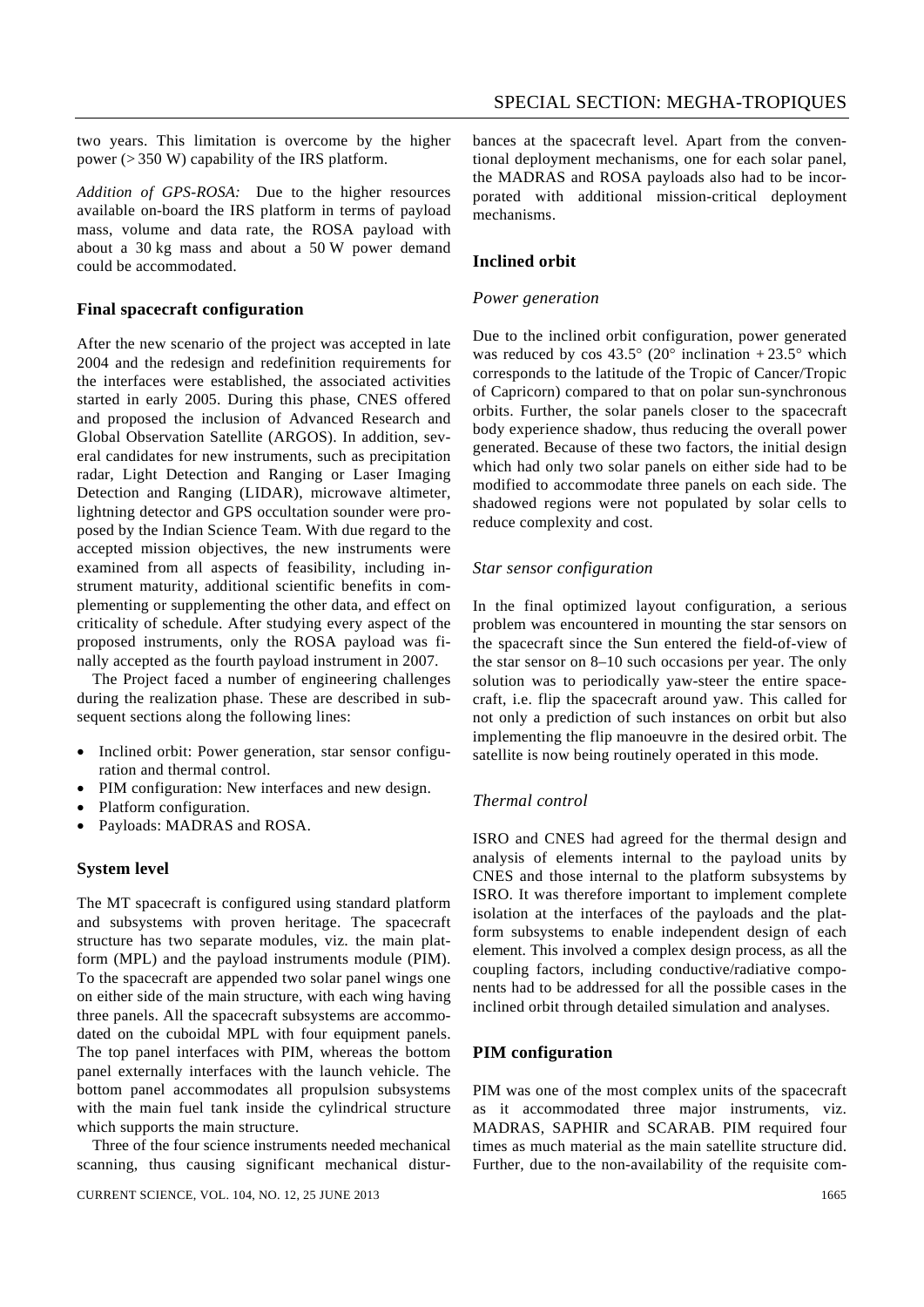two years. This limitation is overcome by the higher power (> 350 W) capability of the IRS platform.

*Addition of GPS-ROSA:* Due to the higher resources available on-board the IRS platform in terms of payload mass, volume and data rate, the ROSA payload with about a 30 kg mass and about a 50 W power demand could be accommodated.

### Final spacecraft configuration

After the new scenario of the project was accepted in late 2004 and the redesign and redefinition requirements for the interfaces were established, the associated activities started in early 2005. During this phase, CNES offered and proposed the inclusion of Advanced Research and Global Observation Satellite (ARGOS). In addition, several candidates for new instruments, such as precipitation radar, Light Detection and Ranging or Laser Imaging Detection and Ranging (LIDAR), microwave altimeter, lightning detector and GPS occultation sounder were proposed by the Indian Science Team. With due regard to the accepted mission objectives, the new instruments were examined from all aspects of feasibility, including instrument maturity, additional scientific benefits in complementing or supplementing the other data, and effect on criticality of schedule. After studying every aspect of the proposed instruments, only the ROSA payload was finally accepted as the fourth payload instrument in 2007.

The Project faced a number of engineering challenges during the realization phase. These are described in subsequent sections along the following lines:

- Inclined orbit: Power generation, star sensor configuration and thermal control.
- PIM configuration: New interfaces and new design.
- Platform configuration.
- Payloads: MADRAS and ROSA.

### System level

The MT spacecraft is configured using standard platform and subsystems with proven heritage. The spacecraft structure has two separate modules, viz. the main platform (MPL) and the payload instruments module (PIM). To the spacecraft are appended two solar panel wings one on either side of the main structure, with each wing having three panels. All the spacecraft subsystems are accommodated on the cuboidal MPL with four equipment panels. The top panel interfaces with PIM, whereas the bottom panel externally interfaces with the launch vehicle. The bottom panel accommodates all propulsion subsystems with the main fuel tank inside the cylindrical structure which supports the main structure.

Three of the four science instruments needed mechanical scanning, thus causing significant mechanical disturbances at the spacecraft level. Apart from the conventional deployment mechanisms, one for each solar panel, the MADRAS and ROSA payloads also had to be incorporated with additional mission-critical deployment mechanisms.

### Inclined orbit

#### *Power generation*

Due to the inclined orbit configuration, power generated was reduced by cos 43.5° (20° inclination + 23.5° which corresponds to the latitude of the Tropic of Cancer/Tropic of Capricorn) compared to that on polar sun-sychronous orbits. Further, the solar panels closer to the spacecraft body experience shadow, thus reducing the overall power generated. Because of these two factors, the initial design which had only two solar panels on either side had to be modified to accommodate three panels on each side. The shadowed regions were not populated by solar cells to reduce complexity and cost.

#### *Star sensor configuration*

In the final optimized layout configuration, a serious problem was encountered in mounting the star sensors on the spacecraft since the Sun entered the field-of-view of the star sensor on 8–10 such occasions per year. The only solution was to periodically yaw-steer the entire spacecraft, i.e. flip the spacecraft around yaw. This called for not only a prediction of such instances on orbit but also implementing the flip manoeuvre in the desired orbit. The satellite is now being routinely operated in this mode.

#### *Thermal control*

ISRO and CNES had agreed for the thermal design and analysis of elements internal to the payload units by CNES and those internal to the platform subsystems by ISRO. It was therefore important to implement complete isolation at the interfaces of the payloads and the platform subsystems to enable independent design of each element. This involved a complex design process, as all the coupling factors, including conductive/radiative components had to be addressed for all the possible cases in the inclined orbit through detailed simulation and analyses.

### PIM configuration

PIM was one of the most complex units of the spacecraft as it accommodated three major instruments, viz. MADRAS, SAPHIR and SCARAB. PIM required four times as much material as the main satellite structure did. Further, due to the non-availability of the requisite com-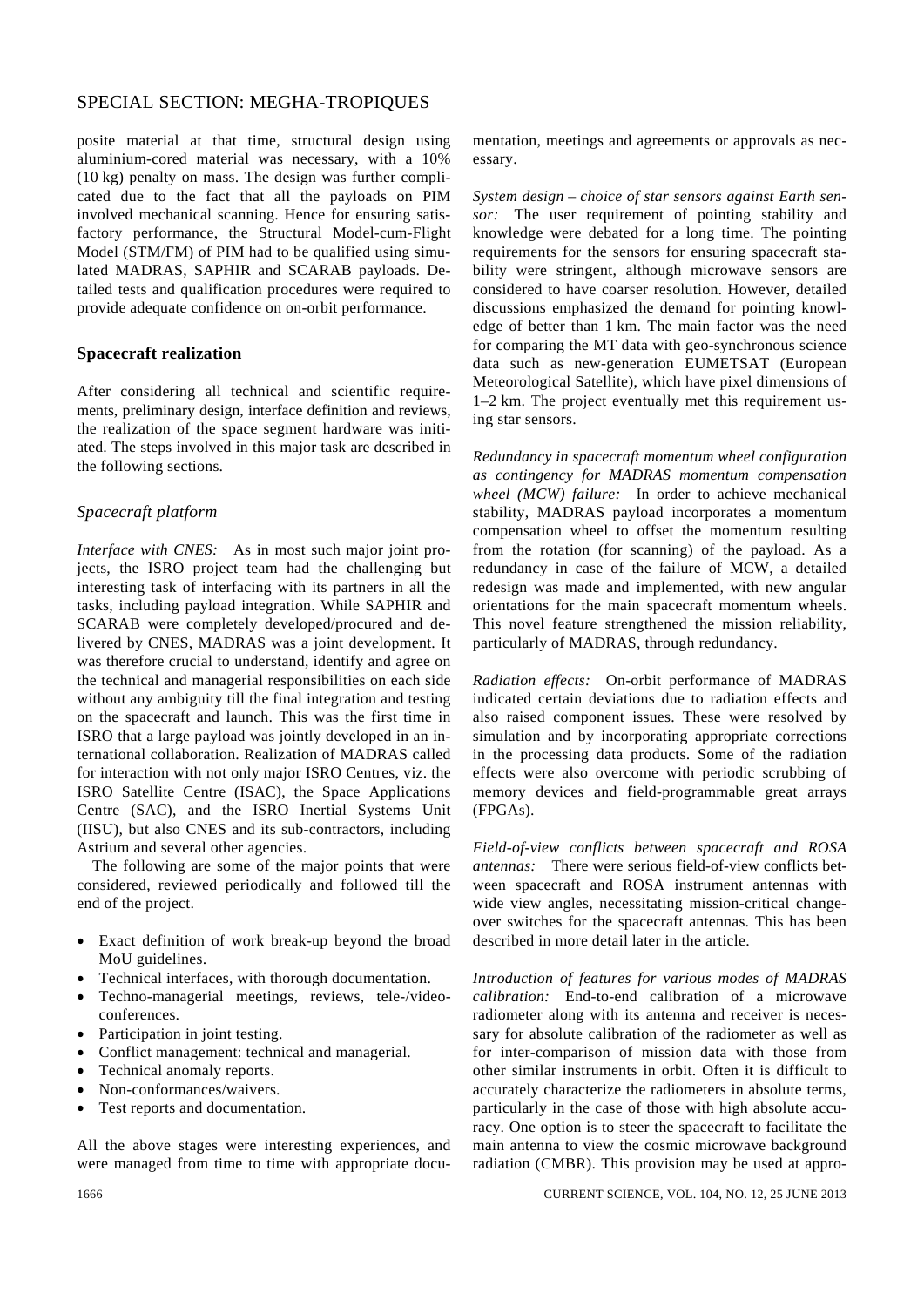posite material at that time, structural design using aluminium-cored material was necessary, with a 10% (10 kg) penalty on mass. The design was further complicated due to the fact that all the payloads on PIM involved mechanical scanning. Hence for ensuring satisfactory performance, the Structural Model-cum-Flight Model (STM/FM) of PIM had to be qualified using simulated MADRAS, SAPHIR and SCARAB payloads. Detailed tests and qualification procedures were required to provide adequate confidence on on-orbit performance.

## Spacecraft realization

After considering all technical and scientific requirements, preliminary design, interface definition and reviews, the realization of the space segment hardware was initiated. The steps involved in this major task are described in the following sections.

### *Spacecraft platform*

*Interface with CNES:* As in most such major joint projects, the ISRO project team had the challenging but interesting task of interfacing with its partners in all the tasks, including payload integration. While SAPHIR and SCARAB were completely developed/procured and delivered by CNES, MADRAS was a joint development. It was therefore crucial to understand, identify and agree on the technical and managerial responsibilities on each side without any ambiguity till the final integration and testing on the spacecraft and launch. This was the first time in ISRO that a large payload was jointly developed in an international collaboration. Realization of MADRAS called for interaction with not only major ISRO Centres, viz. the ISRO Satellite Centre (ISAC), the Space Applications Centre (SAC), and the ISRO Inertial Systems Unit (IISU), but also CNES and its sub-contractors, including Astrium and several other agencies.

The following are some of the major points that were considered, reviewed periodically and followed till the end of the project.

- Exact definition of work break-up beyond the broad MoU guidelines.
- Technical interfaces, with thorough documentation.
- Techno-managerial meetings, reviews, tele-/video-conferences.
- Participation in joint testing.
- Conflict management: technical and managerial.
- Technical anomaly reports.
- Non-conformances/waivers.
- Test reports and documentation.

All the above stages were interesting experiences, and were managed from time to time with appropriate documentation, meetings and agreements or approvals as necessary.

*System design – choice of star sensors against Earth sensor:* The user requirement of pointing stability and knowledge were debated for a long time. The pointing requirements for the sensors for ensuring spacecraft stability were stringent, although microwave sensors are considered to have coarser resolution. However, detailed discussions emphasized the demand for pointing knowledge of better than 1 km. The main factor was the need for comparing the MT data with geo-synchronous science data such as new-generation EUMETSAT (European Meteorological Satellite), which have pixel dimensions of 1–2 km. The project eventually met this requirement using star sensors.

*Redundancy in spacecraft momentum wheel configuration as contingency for MADRAS momentum compensation wheel (MCW) failure:* In order to achieve mechanical stability, MADRAS payload incorporates a momentum compensation wheel to offset the momentum resulting from the rotation (for scanning) of the payload. As a redundancy in case of the failure of MCW, a detailed redesign was made and implemented, with new angular orientations for the main spacecraft momentum wheels. This novel feature strengthened the mission reliability, particularly of MADRAS, through redundancy.

*Radiation effects:* On-orbit performance of MADRAS indicated certain deviations due to radiation effects and also raised component issues. These were resolved by simulation and by incorporating appropriate corrections in the processing data products. Some of the radiation effects were also overcome with periodic scrubbing of memory devices and field-programmable great arrays (FPGAs).

*Field-of-view conflicts between spacecraft and ROSA antennas:* There were serious field-of-view conflicts between spacecraft and ROSA instrument antennas with wide view angles, necessitating mission-critical changeover switches for the spacecraft antennas. This has been described in more detail later in the article.

*Introduction of features for various modes of MADRAS calibration:* End-to-end calibration of a microwave radiometer along with its antenna and receiver is necessary for absolute calibration of the radiometer as well as for inter-comparison of mission data with those from other similar instruments in orbit. Often it is difficult to accurately characterize the radiometers in absolute terms, particularly in the case of those with high absolute accuracy. One option is to steer the spacecraft to facilitate the main antenna to view the cosmic microwave background radiation (CMBR). This provision may be used at appro-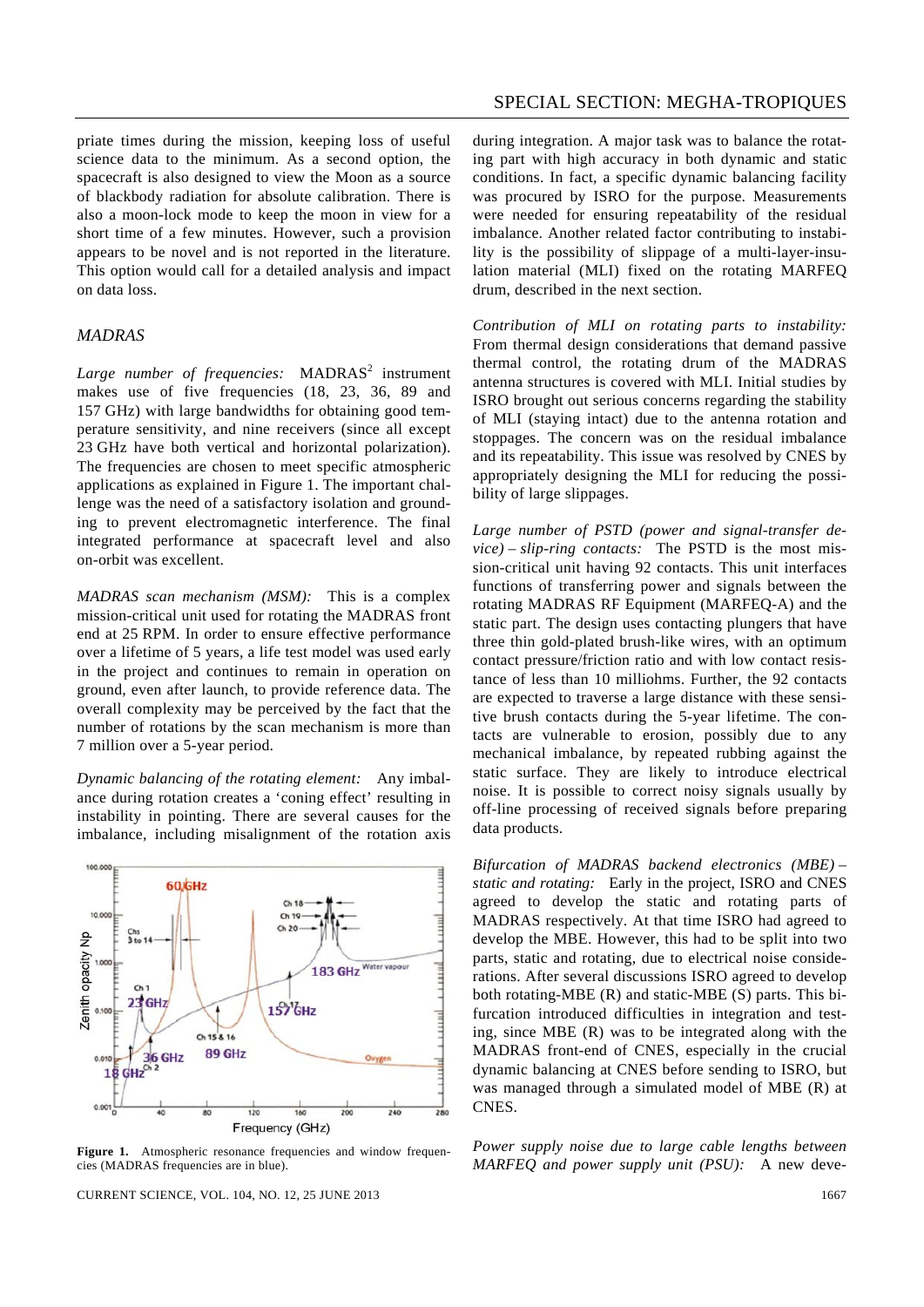priate times during the mission, keeping loss of useful science data to the minimum. As a second option, the spacecraft is also designed to view the Moon as a source of blackbody radiation for absolute calibration. There is also a moon-lock mode to keep the moon in view for a short time of a few minutes. However, such a provision appears to be novel and is not reported in the literature. This option would call for a detailed analysis and impact on data loss.

### *MADRAS*

*Large number of frequencies:* MADRAS[2] instrument makes use of five frequencies (18, 23, 36, 89 and 157 GHz) with large bandwidths for obtaining good temperature sensitivity, and nine receivers (since all except 23 GHz have both vertical and horizontal polarization). The frequencies are chosen to meet specific atmospheric applications as explained in Figure 1. The important challenge was the need of a satisfactory isolation and grounding to prevent electromagnetic interference. The final integrated performance at spacecraft level and also on-orbit was excellent.

*MADRAS scan mechanism (MSM):* This is a complex mission-critical unit used for rotating the MADRAS front end at 25 RPM. In order to ensure effective performance over a lifetime of 5 years, a life test model was used early in the project and continues to remain in operation on ground, even after launch, to provide reference data. The overall complexity may be perceived by the fact that the number of rotations by the scan mechanism is more than 7 million over a 5-year period.

*Dynamic balancing of the rotating element:* Any imbalance during rotation creates a 'coning effect' resulting in instability in pointing. There are several causes for the imbalance, including misalignment of the rotation axis during integration. A major task was to balance the rotating part with high accuracy in both dynamic and static conditions. In fact, a specific dynamic balancing facility was procured by ISRO for the purpose. Measurements were needed for ensuring repeatability of the residual imbalance. Another related factor contributing to instability is the possibility of slippage of a multi-layer-insulation material (MLI) fixed on the rotating MARFEQ drum, described in the next section.

**Figure 1.** Atmospheric resonance frequencies and window frequencies (MADRAS frequencies are in blue).

*Contribution of MLI on rotating parts to instability:* From thermal design considerations that demand passive thermal control, the rotating drum of the MADRAS antenna structures is covered with MLI. Initial studies by ISRO brought out serious concerns regarding the stability of MLI (staying intact) due to the antenna rotation and stoppages. The concern was on the residual imbalance and its repeatability. This issue was resolved by CNES by appropriately designing the MLI for reducing the possibility of large slippages.

*Large number of PSTD (power and signal-transfer device) – slip-ring contacts:* The PSTD is the most mission-critical unit having 92 contacts. This unit interfaces functions of transferring power and signals between the rotating MADRAS RF Equipment (MARFEQ-A) and the static part. The design uses contacting plungers that have three thin gold-plated brush-like wires, with an optimum contact pressure/friction ratio and with low contact resistance of less than 10 milliohms. Further, the 92 contacts are expected to traverse a large distance with these sensitive brush contacts during the 5-year lifetime. The contacts are vulnerable to erosion, possibly due to any mechanical imbalance, by repeated rubbing against the static surface. They are likely to introduce electrical noise. It is possible to correct noisy signals usually by off-line processing of received signals before preparing data products.

*Bifurcation of MADRAS backend electronics (MBE) – static and rotating:* Early in the project, ISRO and CNES agreed to develop the static and rotating parts of MADRAS respectively. At that time ISRO had agreed to develop the MBE. However, this had to be split into two parts, static and rotating, due to electrical noise considerations. After several discussions ISRO agreed to develop both rotating-MBE (R) and static-MBE (S) parts. This bifurcation introduced difficulties in integration and testing, since MBE (R) was to be integrated along with the MADRAS front-end of CNES, especially in the crucial dynamic balancing at CNES before sending to ISRO, but was managed through a simulated model of MBE (R) at CNES.

*Power supply noise due to large cable lengths between MARFEQ and power supply unit (PSU):* A new deve-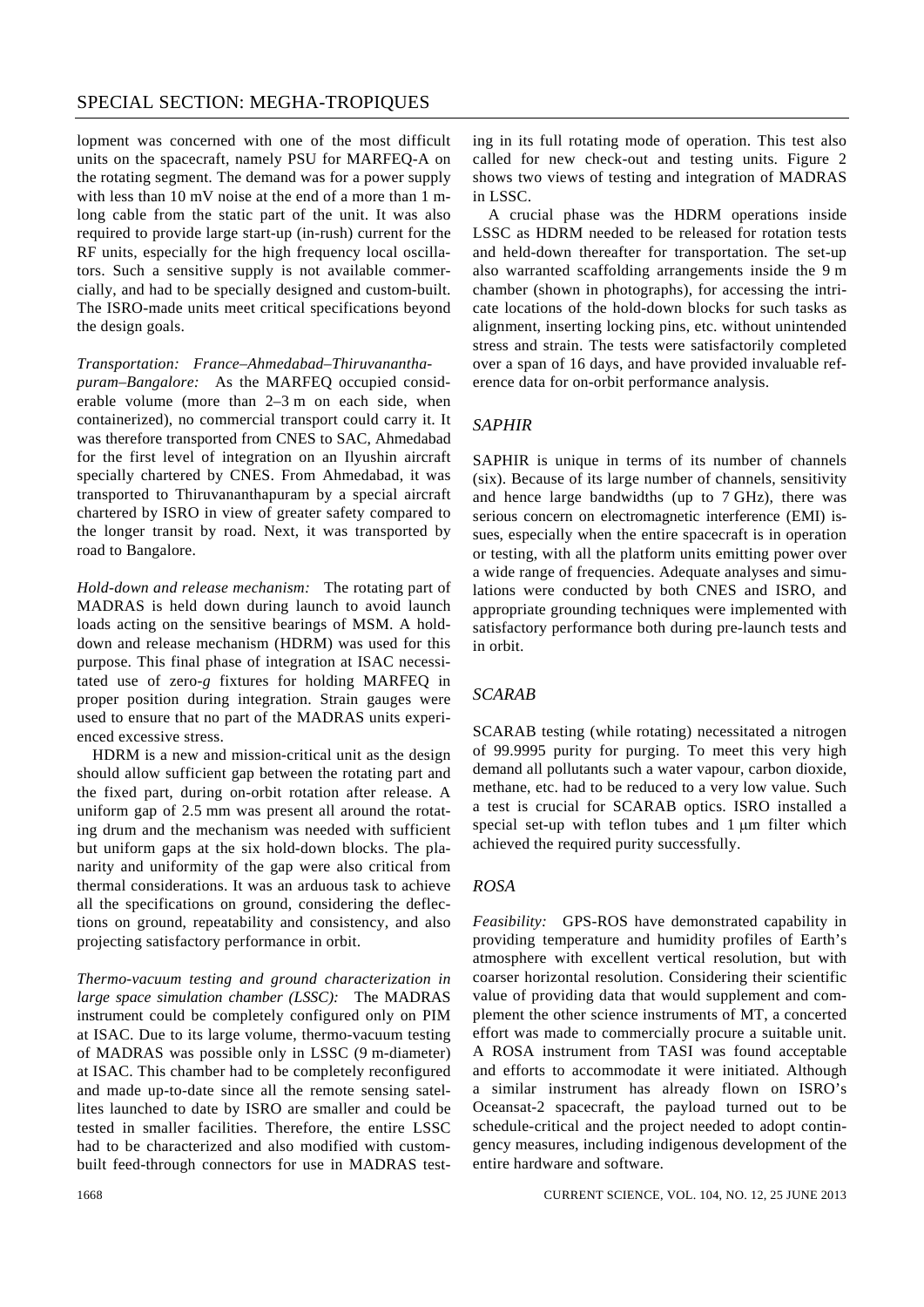lopment was concerned with one of the most difficult units on the spacecraft, namely PSU for MARFEQ-A on the rotating segment. The demand was for a power supply with less than 10 mV noise at the end of a more than 1 m-long cable from the static part of the unit. It was also required to provide large start-up (in-rush) current for the RF units, especially for the high frequency local oscillators. Such a sensitive supply is not available commercially, and had to be specially designed and custom-built. The ISRO-made units meet critical specifications beyond the design goals.

*Transportation: France–Ahmedabad–Thiruvananthapuram–Bangalore:* As the MARFEQ occupied considerable volume (more than 2–3 m on each side, when containerized), no commercial transport could carry it. It was therefore transported from CNES to SAC, Ahmedabad for the first level of integration on an Ilyushin aircraft specially chartered by CNES. From Ahmedabad, it was transported to Thiruvananthapuram by a special aircraft chartered by ISRO in view of greater safety compared to the longer transit by road. Next, it was transported by road to Bangalore.

*Hold-down and release mechanism:* The rotating part of MADRAS is held down during launch to avoid launch loads acting on the sensitive bearings of MSM. A hold-down and release mechanism (HDRM) was used for this purpose. This final phase of integration at ISAC necessitated use of zero-*g* fixtures for holding MARFEQ in proper position during integration. Strain gauges were used to ensure that no part of the MADRAS units experienced excessive stress.

HDRM is a new and mission-critical unit as the design should allow sufficient gap between the rotating part and the fixed part, during on-orbit rotation after release. A uniform gap of 2.5 mm was present all around the rotating drum and the mechanism was needed with sufficient but uniform gaps at the six hold-down blocks. The planarity and uniformity of the gap were also critical from thermal considerations. It was an arduous task to achieve all the specifications on ground, considering the deflections on ground, repeatability and consistency, and also projecting satisfactory performance in orbit.

*Thermo-vacuum testing and ground characterization in large space simulation chamber (LSSC):* The MADRAS instrument could be completely configured only on PIM at ISAC. Due to its large volume, thermo-vacuum testing of MADRAS was possible only in LSSC (9 m-diameter) at ISAC. This chamber had to be completely reconfigured and made up-to-date since all the remote sensing satellites launched to date by ISRO are smaller and could be tested in smaller facilities. Therefore, the entire LSSC had to be characterized and also modified with custom-built feed-through connectors for use in MADRAS testing in its full rotating mode of operation. This test also called for new check-out and testing units. Figure 2 shows two views of testing and integration of MADRAS in LSSC.

A crucial phase was the HDRM operations inside LSSC as HDRM needed to be released for rotation tests and held-down thereafter for transportation. The set-up also warranted scaffolding arrangements inside the 9 m chamber (shown in photographs), for accessing the intricate locations of the hold-down blocks for such tasks as alignment, inserting locking pins, etc. without unintended stress and strain. The tests were satisfactorily completed over a span of 16 days, and have provided invaluable reference data for on-orbit performance analysis.

### *SAPHIR*

SAPHIR is unique in terms of its number of channels (six). Because of its large number of channels, sensitivity and hence large bandwidths (up to 7 GHz), there was serious concern on electromagnetic interference (EMI) issues, especially when the entire spacecraft is in operation or testing, with all the platform units emitting power over a wide range of frequencies. Adequate analyses and simulations were conducted by both CNES and ISRO, and appropriate grounding techniques were implemented with satisfactory performance both during pre-launch tests and in orbit.

### *SCARAB*

SCARAB testing (while rotating) necessitated a nitrogen of 99.9995 purity for purging. To meet this very high demand all pollutants such a water vapour, carbon dioxide, methane, etc. had to be reduced to a very low value. Such a test is crucial for SCARAB optics. ISRO installed a special set-up with teflon tubes and 1 μm filter which achieved the required purity successfully.

### *ROSA*

*Feasibility:* GPS-ROS have demonstrated capability in providing temperature and humidity profiles of Earth's atmosphere with excellent vertical resolution, but with coarser horizontal resolution. Considering their scientific value of providing data that would supplement and complement the other science instruments of MT, a concerted effort was made to commercially procure a suitable unit. A ROSA instrument from TASI was found acceptable and efforts to accommodate it were initiated. Although a similar instrument has already flown on ISRO's Oceansat-2 spacecraft, the payload turned out to be schedule-critical and the project needed to adopt contingency measures, including indigenous development of the entire hardware and software.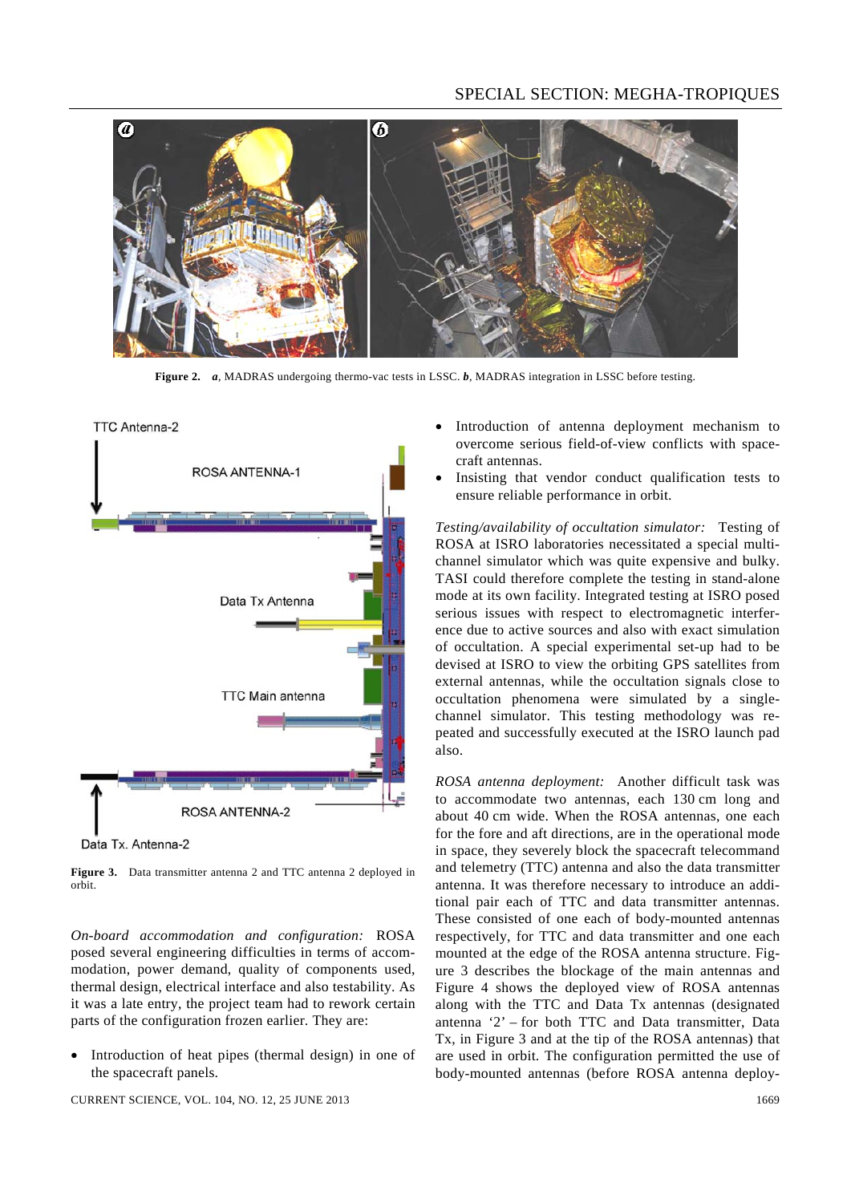Figure 2. *a*, MADRAS undergoing thermo-vac tests in LSSC. *b*, MADRAS integration in LSSC before testing.

Figure 3. Data transmitter antenna 2 and TTC antenna 2 deployed in orbit.

*On-board accommodation and configuration:* ROSA posed several engineering difficulties in terms of accommodation, power demand, quality of components used, thermal design, electrical interface and also testability. As it was a late entry, the project team had to rework certain parts of the configuration frozen earlier. They are:

- Introduction of heat pipes (thermal design) in one of the spacecraft panels.
- Introduction of antenna deployment mechanism to overcome serious field-of-view conflicts with spacecraft antennas.
- Insisting that vendor conduct qualification tests to ensure reliable performance in orbit.

*Testing/availability of occultation simulator:* Testing of ROSA at ISRO laboratories necessitated a special multichannel simulator which was quite expensive and bulky. TASI could therefore complete the testing in stand-alone mode at its own facility. Integrated testing at ISRO posed serious issues with respect to electromagnetic interference due to active sources and also with exact simulation of occultation. A special experimental set-up had to be devised at ISRO to view the orbiting GPS satellites from external antennas, while the occultation signals close to occultation phenomena were simulated by a single-channel simulator. This testing methodology was repeated and successfully executed at the ISRO launch pad also.

*ROSA antenna deployment:* Another difficult task was to accommodate two antennas, each 130 cm long and about 40 cm wide. When the ROSA antennas, one each for the fore and aft directions, are in the operational mode in space, they severely block the spacecraft telecommand and telemetry (TTC) antenna and also the data transmitter antenna. It was therefore necessary to introduce an additional pair each of TTC and data transmitter antennas. These consisted of one each of body-mounted antennas respectively, for TTC and data transmitter and one each mounted at the edge of the ROSA antenna structure. Figure 3 describes the blockage of the main antennas and Figure 4 shows the deployed view of ROSA antennas along with the TTC and Data Tx antennas (designated antenna '2' – for both TTC and Data transmitter, Data Tx, in Figure 3 and at the tip of the ROSA antennas) that are used in orbit. The configuration permitted the use of body-mounted antennas (before ROSA antenna deploy-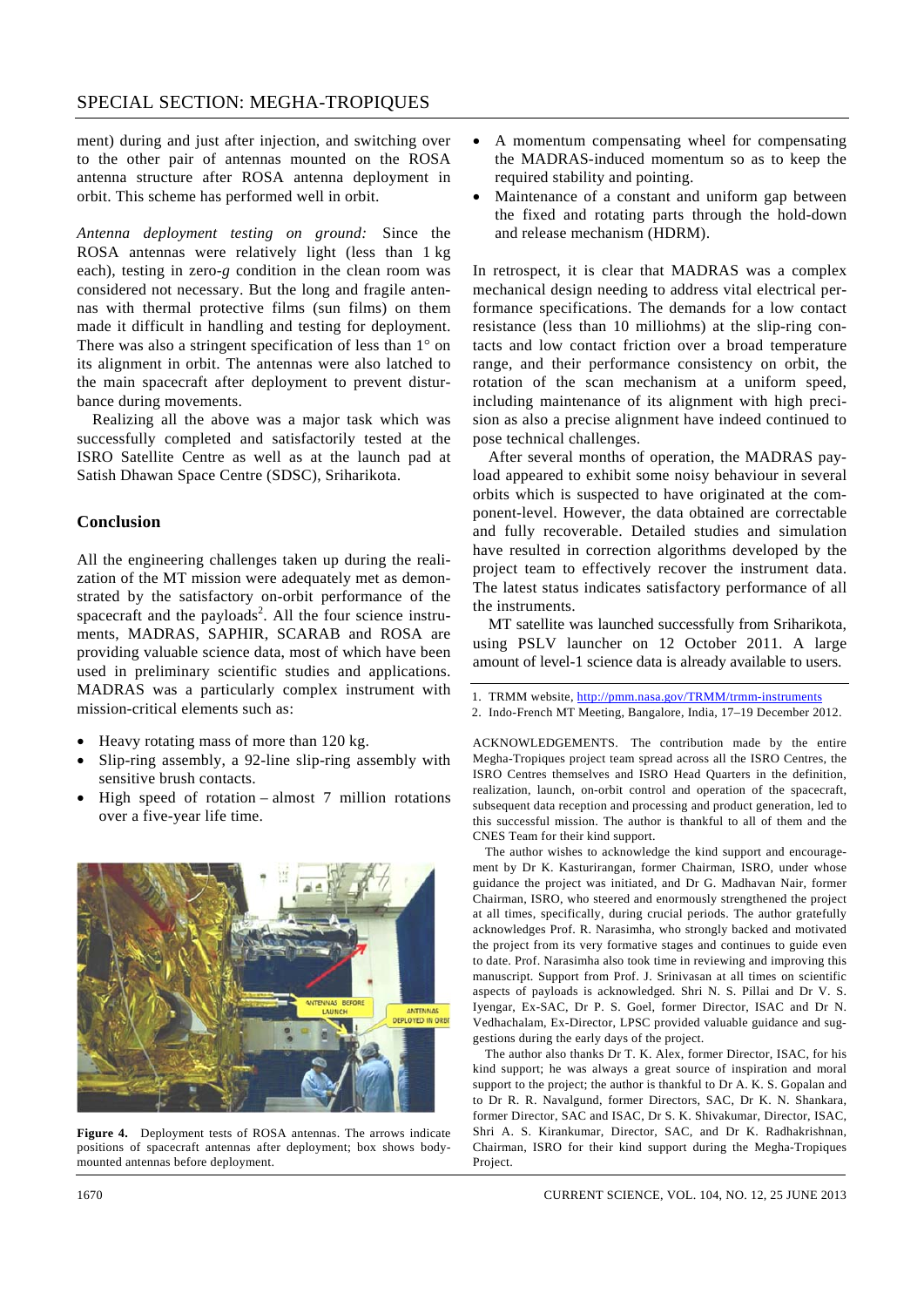ment) during and just after injection, and switching over to the other pair of antennas mounted on the ROSA antenna structure after ROSA antenna deployment in orbit. This scheme has performed well in orbit.

*Antenna deployment testing on ground:* Since the ROSA antennas were relatively light (less than 1 kg each), testing in zero-*g* condition in the clean room was considered not necessary. But the long and fragile antennas with thermal protective films (sun films) on them made it difficult in handling and testing for deployment. There was also a stringent specification of less than 1° on its alignment in orbit. The antennas were also latched to the main spacecraft after deployment to prevent disturbance during movements.

Realizing all the above was a major task which was successfully completed and satisfactorily tested at the ISRO Satellite Centre as well as at the launch pad at Satish Dhawan Space Centre (SDSC), Sriharikota.

## Conclusion

All the engineering challenges taken up during the realization of the MT mission were adequately met as demonstrated by the satisfactory on-orbit performance of the spacecraft and the payloads[2]. All the four science instruments, MADRAS, SAPHIR, SCARAB and ROSA are providing valuable science data, most of which have been used in preliminary scientific studies and applications. MADRAS was a particularly complex instrument with mission-critical elements such as:

- Heavy rotating mass of more than 120 kg.
- Slip-ring assembly, a 92-line slip-ring assembly with sensitive brush contacts.
- High speed of rotation – almost 7 million rotations over a five-year life time.
- A momentum compensating wheel for compensating the MADRAS-induced momentum so as to keep the required stability and pointing.
- Maintenance of a constant and uniform gap between the fixed and rotating parts through the hold-down and release mechanism (HDRM).

Figure 4. Deployment tests of ROSA antennas. The arrows indicate positions of spacecraft antennas after deployment; box shows body-mounted antennas before deployment.

In retrospect, it is clear that MADRAS was a complex mechanical design needing to address vital electrical performance specifications. The demands for a low contact resistance (less than 10 milliohms) at the slip-ring contacts and low contact friction over a broad temperature range, and their performance consistency on orbit, the rotation of the scan mechanism at a uniform speed, including maintenance of its alignment with high precision as also a precise alignment have indeed continued to pose technical challenges.

After several months of operation, the MADRAS payload appeared to exhibit some noisy behaviour in several orbits which is suspected to have originated at the component-level. However, the data obtained are correctable and fully recoverable. Detailed studies and simulation have resulted in correction algorithms developed by the project team to effectively recover the instrument data. The latest status indicates satisfactory performance of all the instruments.

MT satellite was launched successfully from Sriharikota, using PSLV launcher on 12 October 2011. A large amount of level-1 science data is already available to users.

1. TRMM website, http://pmm.nasa.gov/TRMM/trmm-instruments
2. Indo-French MT Meeting, Bangalore, India, 17–19 December 2012.

ACKNOWLEDGEMENTS. The contribution made by the entire Megha-Tropiques project team spread across all the ISRO Centres, the ISRO Centres themselves and ISRO Head Quarters in the definition, realization, launch, on-orbit control and operation of the spacecraft, subsequent data reception and processing and product generation, led to this successful mission. The author is thankful to all of them and the CNES Team for their kind support.

The author wishes to acknowledge the kind support and encouragement by Dr K. Kasturirangan, former Chairman, ISRO, under whose guidance the project was initiated, and Dr G. Madhavan Nair, former Chairman, ISRO, who steered and enormously strengthened the project at all times, specifically, during crucial periods. The author gratefully acknowledges Prof. R. Narasimha, who strongly backed and motivated the project from its very formative stages and continues to guide even to date. Prof. Narasimha also took time in reviewing and improving this manuscript. Support from Prof. J. Srinivasan at all times on scientific aspects of payloads is acknowledged. Shri N. S. Pillai and Dr V. S. Iyengar, Ex-SAC, Dr P. S. Goel, former Director, ISAC and Dr N. Vedhachalam, Ex-Director, LPSC provided valuable guidance and suggestions during the early days of the project.

The author also thanks Dr T. K. Alex, former Director, ISAC, for his kind support; he was always a great source of inspiration and moral support to the project; the author is thankful to Dr A. K. S. Gopalan and to Dr R. R. Navalgund, former Directors, SAC, Dr K. N. Shankara, former Director, SAC and ISAC, Dr S. K. Shivakumar, Director, ISAC, Shri A. S. Kirankumar, Director, SAC, and Dr K. Radhakrishnan, Chairman, ISRO for their kind support during the Megha-Tropiques Project.